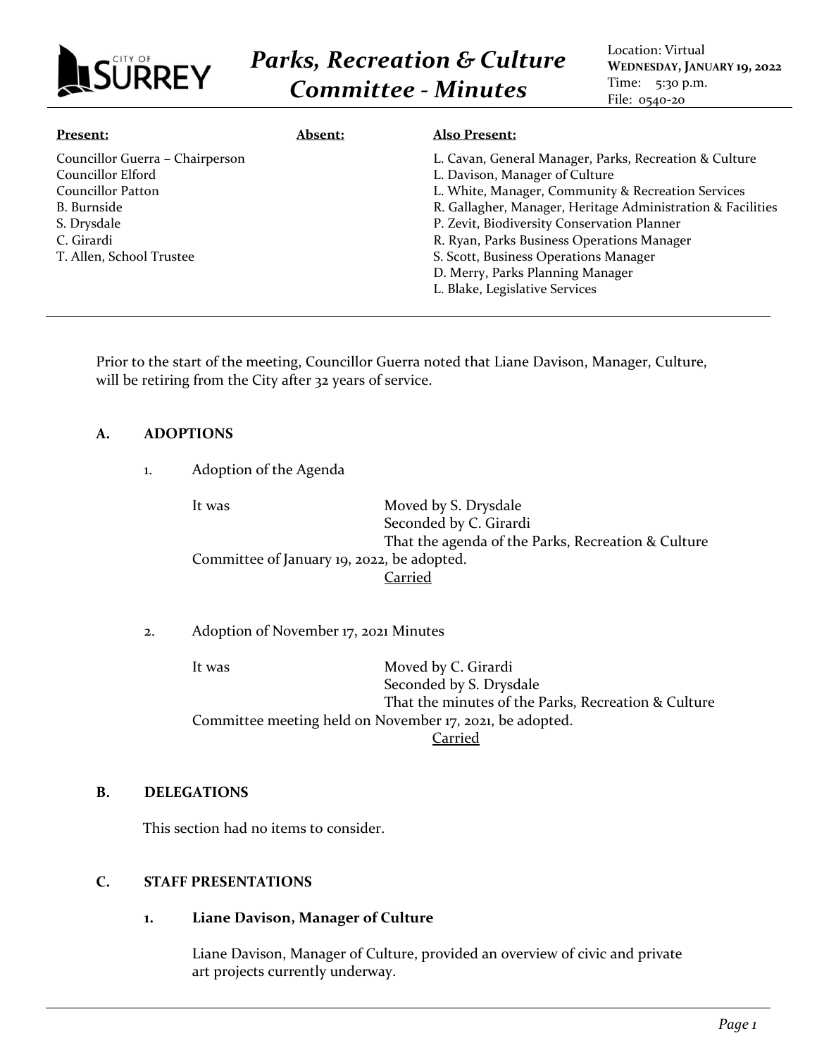# Parks, Recreation & Culture Committee - Minutes

CITY OF SURREY

Location: Virtual
**WEDNESDAY, JANUARY 19, 2022**
Time: 5:30 p.m.
File: 0540-20

| **Present:** | **Absent:** | **Also Present:** |
| --- | --- | --- |
| Councillor Guerra – Chairperson | | L. Cavan, General Manager, Parks, Recreation & Culture |
| Councillor Elford | | L. Davison, Manager of Culture |
| Councillor Patton | | L. White, Manager, Community & Recreation Services |
| B. Burnside | | R. Gallagher, Manager, Heritage Administration & Facilities |
| S. Drysdale | | P. Zevit, Biodiversity Conservation Planner |
| C. Girardi | | R. Ryan, Parks Business Operations Manager |
| T. Allen, School Trustee | | S. Scott, Business Operations Manager |
| | | D. Merry, Parks Planning Manager |
| | | L. Blake, Legislative Services |

Prior to the start of the meeting, Councillor Guerra noted that Liane Davison, Manager, Culture, will be retiring from the City after 32 years of service.

## A. ADOPTIONS

1. Adoption of the Agenda

It was Moved by S. Drysdale
Seconded by C. Girardi
That the agenda of the Parks, Recreation & Culture Committee of January 19, 2022, be adopted.
Carried

2. Adoption of November 17, 2021 Minutes

It was Moved by C. Girardi
Seconded by S. Drysdale
That the minutes of the Parks, Recreation & Culture Committee meeting held on November 17, 2021, be adopted.
Carried

## B. DELEGATIONS

This section had no items to consider.

## C. STAFF PRESENTATIONS

### 1. Liane Davison, Manager of Culture

Liane Davison, Manager of Culture, provided an overview of civic and private art projects currently underway.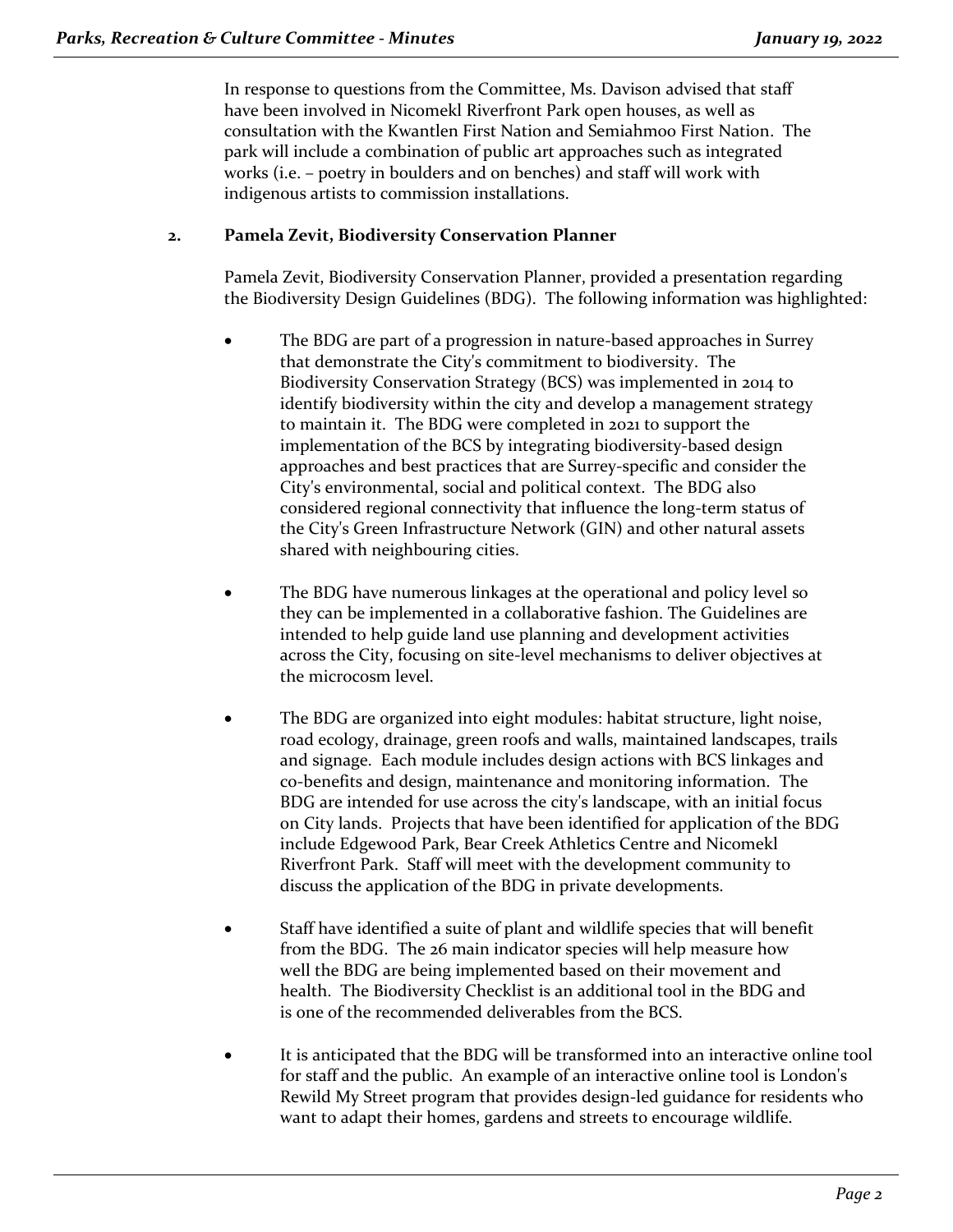In response to questions from the Committee, Ms. Davison advised that staff have been involved in Nicomekl Riverfront Park open houses, as well as consultation with the Kwantlen First Nation and Semiahmoo First Nation. The park will include a combination of public art approaches such as integrated works (i.e. – poetry in boulders and on benches) and staff will work with indigenous artists to commission installations.

**2. Pamela Zevit, Biodiversity Conservation Planner**

Pamela Zevit, Biodiversity Conservation Planner, provided a presentation regarding the Biodiversity Design Guidelines (BDG). The following information was highlighted:

- The BDG are part of a progression in nature-based approaches in Surrey that demonstrate the City's commitment to biodiversity. The Biodiversity Conservation Strategy (BCS) was implemented in 2014 to identify biodiversity within the city and develop a management strategy to maintain it. The BDG were completed in 2021 to support the implementation of the BCS by integrating biodiversity-based design approaches and best practices that are Surrey-specific and consider the City's environmental, social and political context. The BDG also considered regional connectivity that influence the long-term status of the City's Green Infrastructure Network (GIN) and other natural assets shared with neighbouring cities.

- The BDG have numerous linkages at the operational and policy level so they can be implemented in a collaborative fashion. The Guidelines are intended to help guide land use planning and development activities across the City, focusing on site-level mechanisms to deliver objectives at the microcosm level.

- The BDG are organized into eight modules: habitat structure, light noise, road ecology, drainage, green roofs and walls, maintained landscapes, trails and signage. Each module includes design actions with BCS linkages and co-benefits and design, maintenance and monitoring information. The BDG are intended for use across the city's landscape, with an initial focus on City lands. Projects that have been identified for application of the BDG include Edgewood Park, Bear Creek Athletics Centre and Nicomekl Riverfront Park. Staff will meet with the development community to discuss the application of the BDG in private developments.

- Staff have identified a suite of plant and wildlife species that will benefit from the BDG. The 26 main indicator species will help measure how well the BDG are being implemented based on their movement and health. The Biodiversity Checklist is an additional tool in the BDG and is one of the recommended deliverables from the BCS.

- It is anticipated that the BDG will be transformed into an interactive online tool for staff and the public. An example of an interactive online tool is London's Rewild My Street program that provides design-led guidance for residents who want to adapt their homes, gardens and streets to encourage wildlife.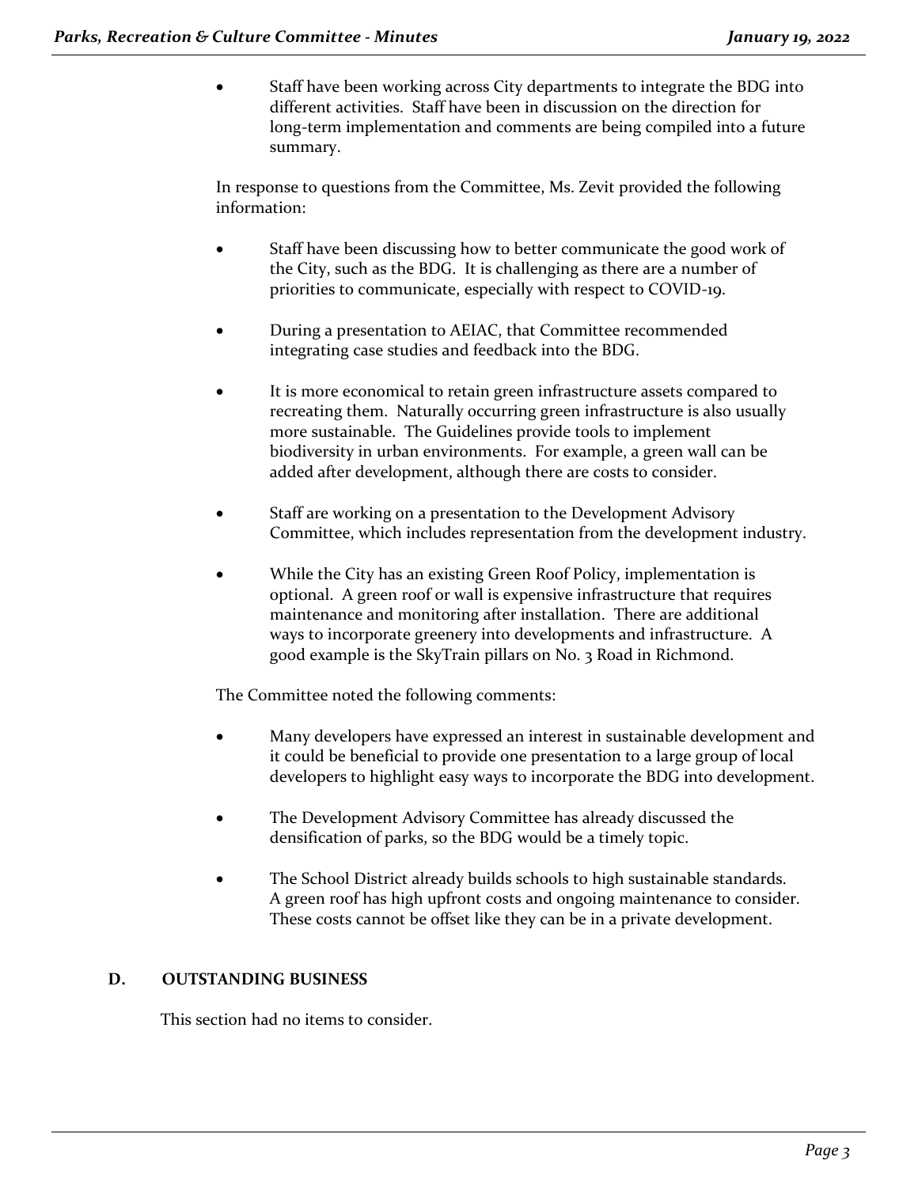- Staff have been working across City departments to integrate the BDG into different activities. Staff have been in discussion on the direction for long-term implementation and comments are being compiled into a future summary.

In response to questions from the Committee, Ms. Zevit provided the following information:

- Staff have been discussing how to better communicate the good work of the City, such as the BDG. It is challenging as there are a number of priorities to communicate, especially with respect to COVID-19.
- During a presentation to AEIAC, that Committee recommended integrating case studies and feedback into the BDG.
- It is more economical to retain green infrastructure assets compared to recreating them. Naturally occurring green infrastructure is also usually more sustainable. The Guidelines provide tools to implement biodiversity in urban environments. For example, a green wall can be added after development, although there are costs to consider.
- Staff are working on a presentation to the Development Advisory Committee, which includes representation from the development industry.
- While the City has an existing Green Roof Policy, implementation is optional. A green roof or wall is expensive infrastructure that requires maintenance and monitoring after installation. There are additional ways to incorporate greenery into developments and infrastructure. A good example is the SkyTrain pillars on No. 3 Road in Richmond.

The Committee noted the following comments:

- Many developers have expressed an interest in sustainable development and it could be beneficial to provide one presentation to a large group of local developers to highlight easy ways to incorporate the BDG into development.
- The Development Advisory Committee has already discussed the densification of parks, so the BDG would be a timely topic.
- The School District already builds schools to high sustainable standards. A green roof has high upfront costs and ongoing maintenance to consider. These costs cannot be offset like they can be in a private development.

## D. OUTSTANDING BUSINESS

This section had no items to consider.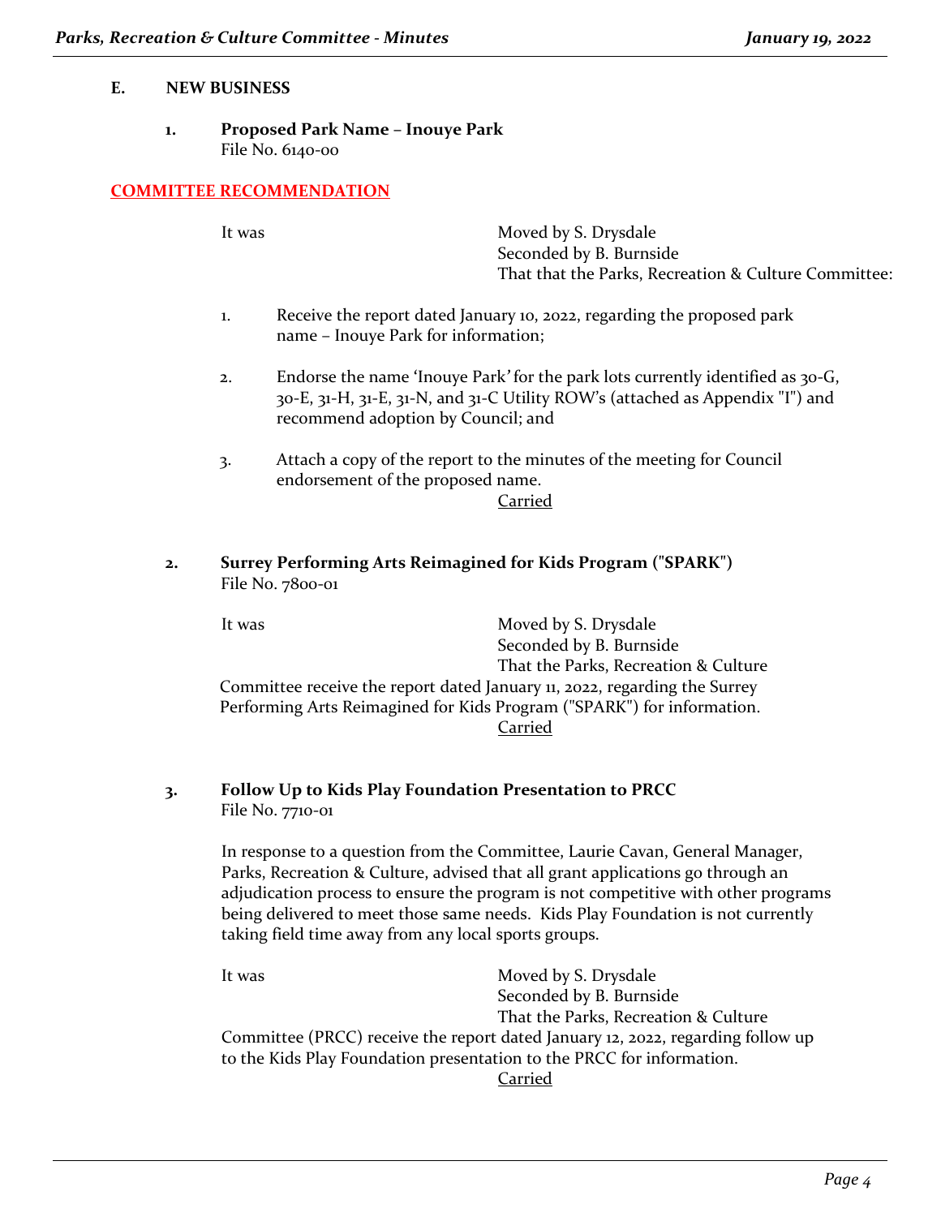## E. NEW BUSINESS

### 1. Proposed Park Name – Inouye Park
File No. 6140-00

**COMMITTEE RECOMMENDATION**

It was Moved by S. Drysdale
Seconded by B. Burnside
That that the Parks, Recreation & Culture Committee:

1. Receive the report dated January 10, 2022, regarding the proposed park name – Inouye Park for information;

2. Endorse the name 'Inouye Park' for the park lots currently identified as 30-G, 30-E, 31-H, 31-E, 31-N, and 31-C Utility ROW's (attached as Appendix "I") and recommend adoption by Council; and

3. Attach a copy of the report to the minutes of the meeting for Council endorsement of the proposed name.

Carried

### 2. Surrey Performing Arts Reimagined for Kids Program ("SPARK")
File No. 7800-01

It was Moved by S. Drysdale
Seconded by B. Burnside
That the Parks, Recreation & Culture Committee receive the report dated January 11, 2022, regarding the Surrey Performing Arts Reimagined for Kids Program ("SPARK") for information.

Carried

### 3. Follow Up to Kids Play Foundation Presentation to PRCC
File No. 7710-01

In response to a question from the Committee, Laurie Cavan, General Manager, Parks, Recreation & Culture, advised that all grant applications go through an adjudication process to ensure the program is not competitive with other programs being delivered to meet those same needs. Kids Play Foundation is not currently taking field time away from any local sports groups.

It was Moved by S. Drysdale
Seconded by B. Burnside
That the Parks, Recreation & Culture Committee (PRCC) receive the report dated January 12, 2022, regarding follow up to the Kids Play Foundation presentation to the PRCC for information.

Carried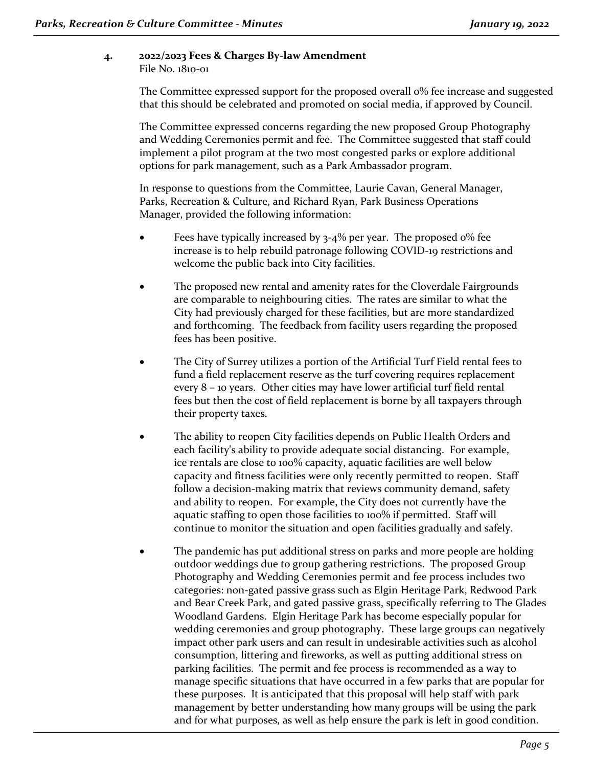**4. 2022/2023 Fees & Charges By-law Amendment**
File No. 1810-01

The Committee expressed support for the proposed overall 0% fee increase and suggested that this should be celebrated and promoted on social media, if approved by Council.

The Committee expressed concerns regarding the new proposed Group Photography and Wedding Ceremonies permit and fee. The Committee suggested that staff could implement a pilot program at the two most congested parks or explore additional options for park management, such as a Park Ambassador program.

In response to questions from the Committee, Laurie Cavan, General Manager, Parks, Recreation & Culture, and Richard Ryan, Park Business Operations Manager, provided the following information:

- Fees have typically increased by 3-4% per year. The proposed 0% fee increase is to help rebuild patronage following COVID-19 restrictions and welcome the public back into City facilities.
- The proposed new rental and amenity rates for the Cloverdale Fairgrounds are comparable to neighbouring cities. The rates are similar to what the City had previously charged for these facilities, but are more standardized and forthcoming. The feedback from facility users regarding the proposed fees has been positive.
- The City of Surrey utilizes a portion of the Artificial Turf Field rental fees to fund a field replacement reserve as the turf covering requires replacement every 8 – 10 years. Other cities may have lower artificial turf field rental fees but then the cost of field replacement is borne by all taxpayers through their property taxes.
- The ability to reopen City facilities depends on Public Health Orders and each facility's ability to provide adequate social distancing. For example, ice rentals are close to 100% capacity, aquatic facilities are well below capacity and fitness facilities were only recently permitted to reopen. Staff follow a decision-making matrix that reviews community demand, safety and ability to reopen. For example, the City does not currently have the aquatic staffing to open those facilities to 100% if permitted. Staff will continue to monitor the situation and open facilities gradually and safely.
- The pandemic has put additional stress on parks and more people are holding outdoor weddings due to group gathering restrictions. The proposed Group Photography and Wedding Ceremonies permit and fee process includes two categories: non-gated passive grass such as Elgin Heritage Park, Redwood Park and Bear Creek Park, and gated passive grass, specifically referring to The Glades Woodland Gardens. Elgin Heritage Park has become especially popular for wedding ceremonies and group photography. These large groups can negatively impact other park users and can result in undesirable activities such as alcohol consumption, littering and fireworks, as well as putting additional stress on parking facilities. The permit and fee process is recommended as a way to manage specific situations that have occurred in a few parks that are popular for these purposes. It is anticipated that this proposal will help staff with park management by better understanding how many groups will be using the park and for what purposes, as well as help ensure the park is left in good condition.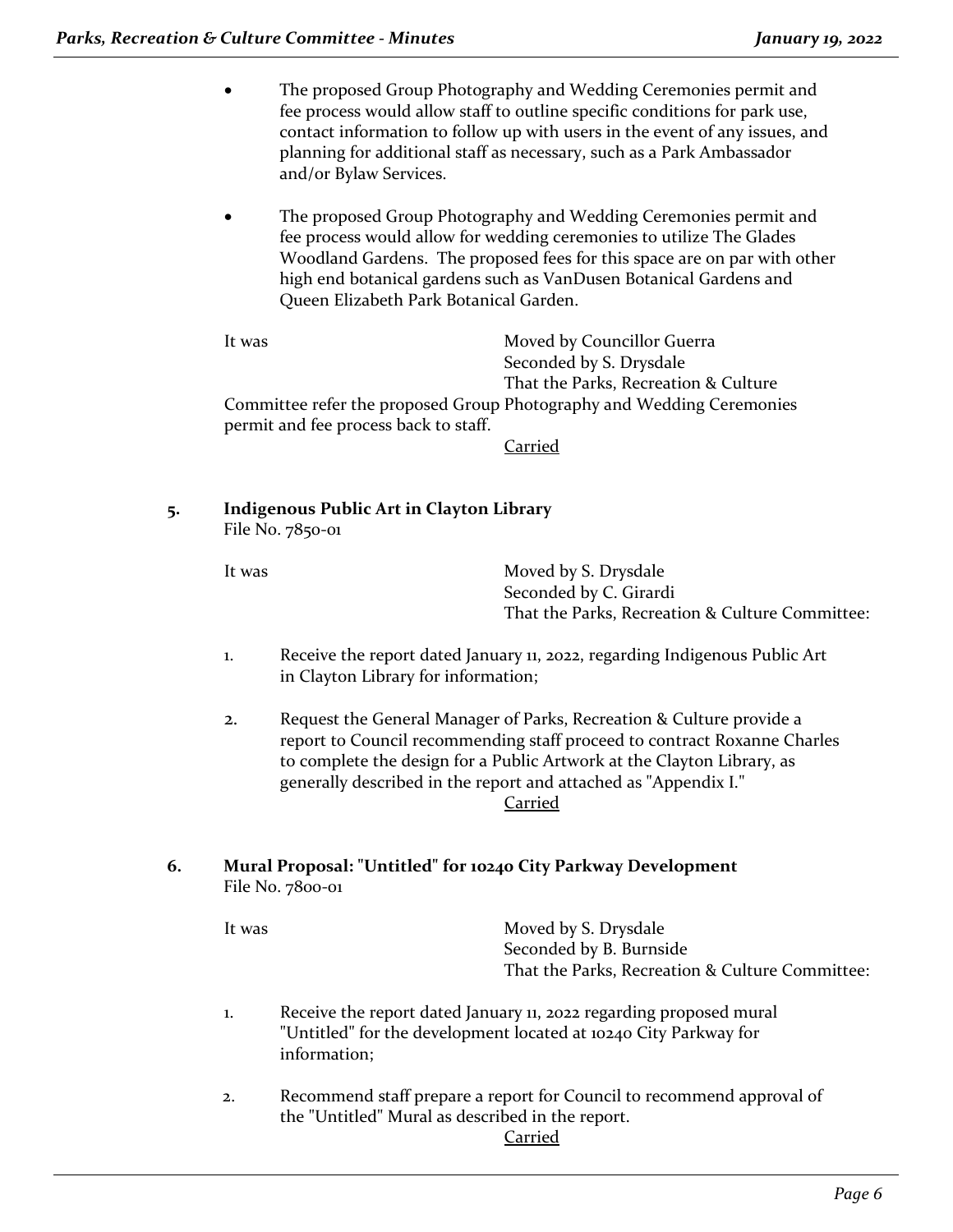- The proposed Group Photography and Wedding Ceremonies permit and fee process would allow staff to outline specific conditions for park use, contact information to follow up with users in the event of any issues, and planning for additional staff as necessary, such as a Park Ambassador and/or Bylaw Services.

- The proposed Group Photography and Wedding Ceremonies permit and fee process would allow for wedding ceremonies to utilize The Glades Woodland Gardens. The proposed fees for this space are on par with other high end botanical gardens such as VanDusen Botanical Gardens and Queen Elizabeth Park Botanical Garden.

It was Moved by Councillor Guerra
Seconded by S. Drysdale
That the Parks, Recreation & Culture Committee refer the proposed Group Photography and Wedding Ceremonies permit and fee process back to staff.

<u>Carried</u>

## 5. Indigenous Public Art in Clayton Library

File No. 7850-01

It was Moved by S. Drysdale
Seconded by C. Girardi
That the Parks, Recreation & Culture Committee:

1. Receive the report dated January 11, 2022, regarding Indigenous Public Art in Clayton Library for information;

2. Request the General Manager of Parks, Recreation & Culture provide a report to Council recommending staff proceed to contract Roxanne Charles to complete the design for a Public Artwork at the Clayton Library, as generally described in the report and attached as "Appendix I."

<u>Carried</u>

## 6. Mural Proposal: "Untitled" for 10240 City Parkway Development

File No. 7800-01

It was Moved by S. Drysdale
Seconded by B. Burnside
That the Parks, Recreation & Culture Committee:

1. Receive the report dated January 11, 2022 regarding proposed mural "Untitled" for the development located at 10240 City Parkway for information;

2. Recommend staff prepare a report for Council to recommend approval of the "Untitled" Mural as described in the report.

<u>Carried</u>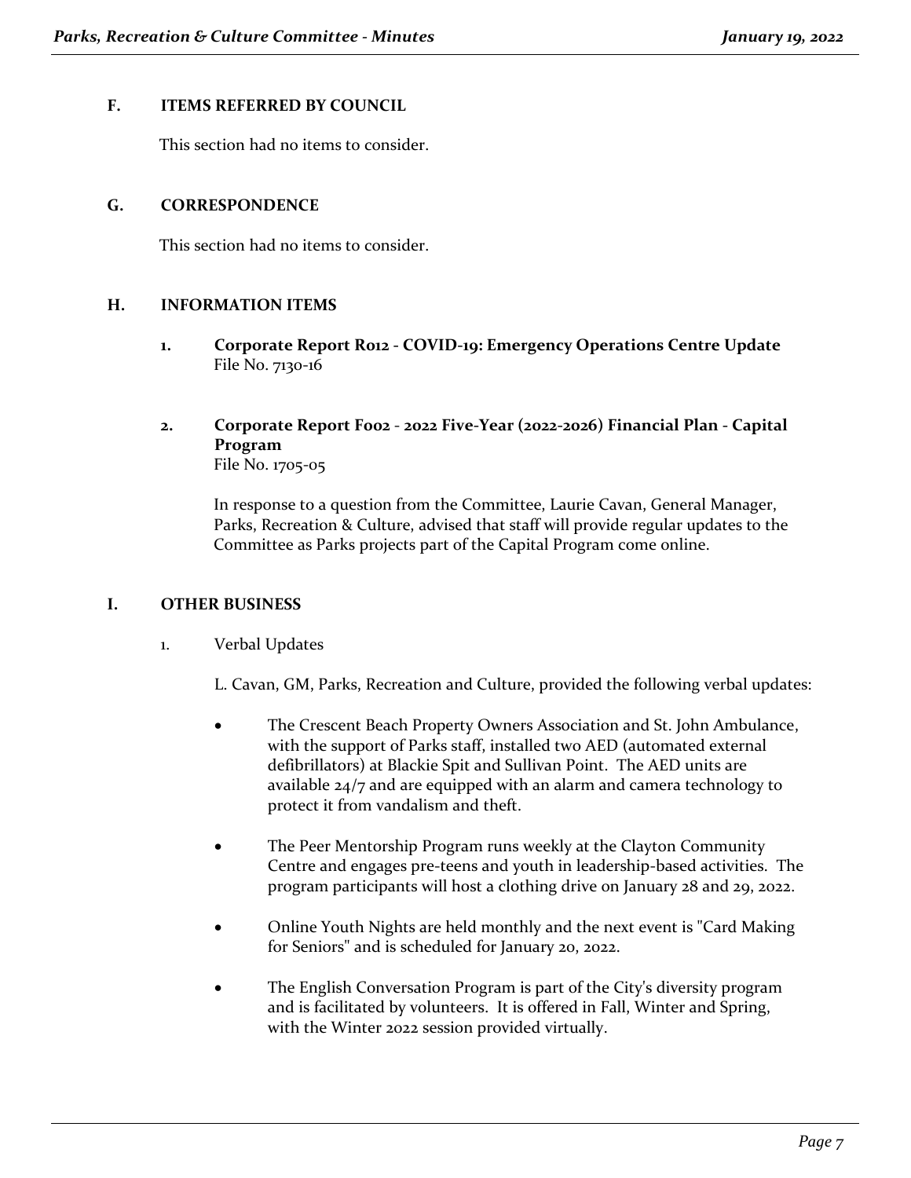## F. ITEMS REFERRED BY COUNCIL

This section had no items to consider.

## G. CORRESPONDENCE

This section had no items to consider.

## H. INFORMATION ITEMS

1. **Corporate Report R012 - COVID-19: Emergency Operations Centre Update**
   File No. 7130-16

2. **Corporate Report F002 - 2022 Five-Year (2022-2026) Financial Plan - Capital Program**
   File No. 1705-05

   In response to a question from the Committee, Laurie Cavan, General Manager, Parks, Recreation & Culture, advised that staff will provide regular updates to the Committee as Parks projects part of the Capital Program come online.

## I. OTHER BUSINESS

1. Verbal Updates

   L. Cavan, GM, Parks, Recreation and Culture, provided the following verbal updates:

   - The Crescent Beach Property Owners Association and St. John Ambulance, with the support of Parks staff, installed two AED (automated external defibrillators) at Blackie Spit and Sullivan Point. The AED units are available 24/7 and are equipped with an alarm and camera technology to protect it from vandalism and theft.

   - The Peer Mentorship Program runs weekly at the Clayton Community Centre and engages pre-teens and youth in leadership-based activities. The program participants will host a clothing drive on January 28 and 29, 2022.

   - Online Youth Nights are held monthly and the next event is "Card Making for Seniors" and is scheduled for January 20, 2022.

   - The English Conversation Program is part of the City's diversity program and is facilitated by volunteers. It is offered in Fall, Winter and Spring, with the Winter 2022 session provided virtually.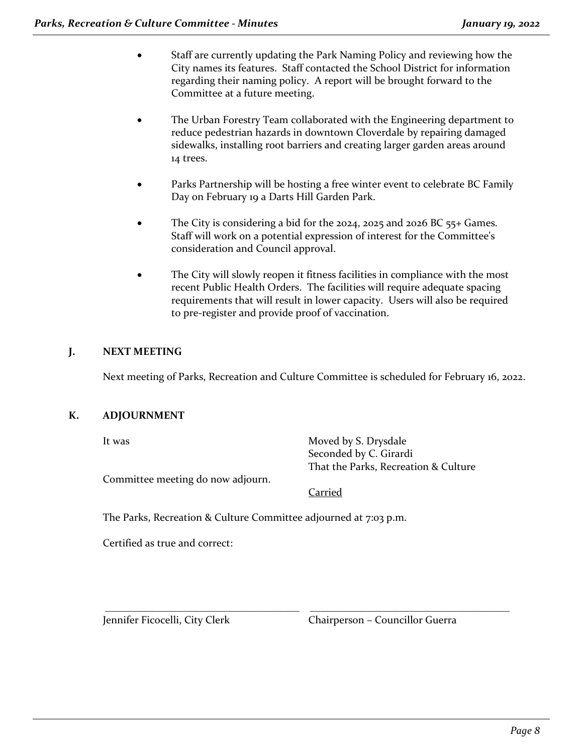- Staff are currently updating the Park Naming Policy and reviewing how the City names its features. Staff contacted the School District for information regarding their naming policy. A report will be brought forward to the Committee at a future meeting.

- The Urban Forestry Team collaborated with the Engineering department to reduce pedestrian hazards in downtown Cloverdale by repairing damaged sidewalks, installing root barriers and creating larger garden areas around 14 trees.

- Parks Partnership will be hosting a free winter event to celebrate BC Family Day on February 19 a Darts Hill Garden Park.

- The City is considering a bid for the 2024, 2025 and 2026 BC 55+ Games. Staff will work on a potential expression of interest for the Committee's consideration and Council approval.

- The City will slowly reopen it fitness facilities in compliance with the most recent Public Health Orders. The facilities will require adequate spacing requirements that will result in lower capacity. Users will also be required to pre-register and provide proof of vaccination.

## J. NEXT MEETING

Next meeting of Parks, Recreation and Culture Committee is scheduled for February 16, 2022.

## K. ADJOURNMENT

It was

Moved by S. Drysdale
Seconded by C. Girardi
That the Parks, Recreation & Culture Committee meeting do now adjourn.

Carried

The Parks, Recreation & Culture Committee adjourned at 7:03 p.m.

Certified as true and correct:

\_\_\_\_\_\_\_\_\_\_\_\_\_\_\_\_\_\_\_\_\_\_\_\_\_\_\_\_\_\_\_\_\_\_\_\_\_\_
Jennifer Ficocelli, City Clerk

\_\_\_\_\_\_\_\_\_\_\_\_\_\_\_\_\_\_\_\_\_\_\_\_\_\_\_\_\_\_\_\_\_\_\_\_\_\_
Chairperson – Councillor Guerra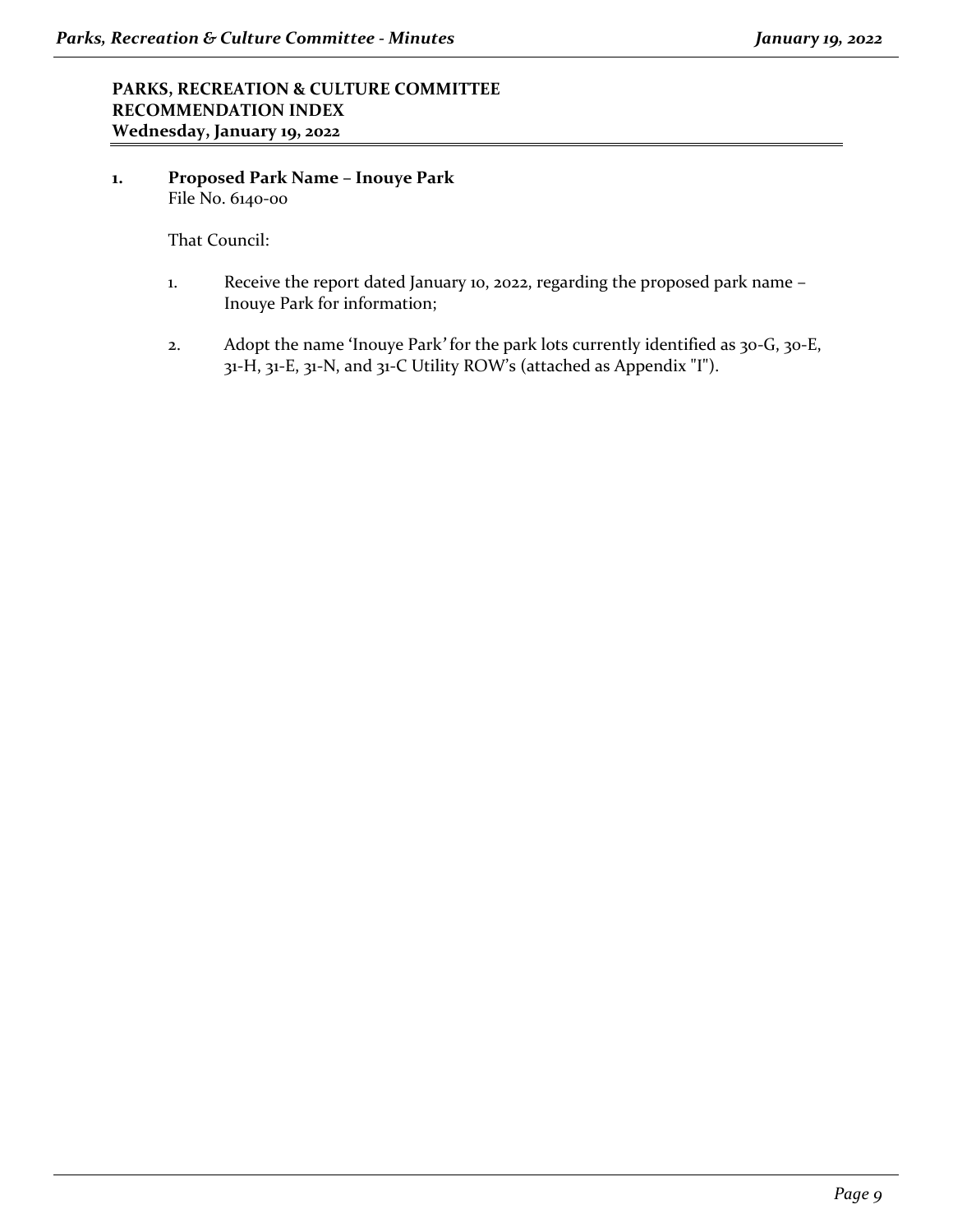**PARKS, RECREATION & CULTURE COMMITTEE**
**RECOMMENDATION INDEX**
**Wednesday, January 19, 2022**

**1. Proposed Park Name – Inouye Park**
File No. 6140-00

That Council:

1. Receive the report dated January 10, 2022, regarding the proposed park name – Inouye Park for information;

2. Adopt the name 'Inouye Park' for the park lots currently identified as 30-G, 30-E, 31-H, 31-E, 31-N, and 31-C Utility ROW's (attached as Appendix "I").